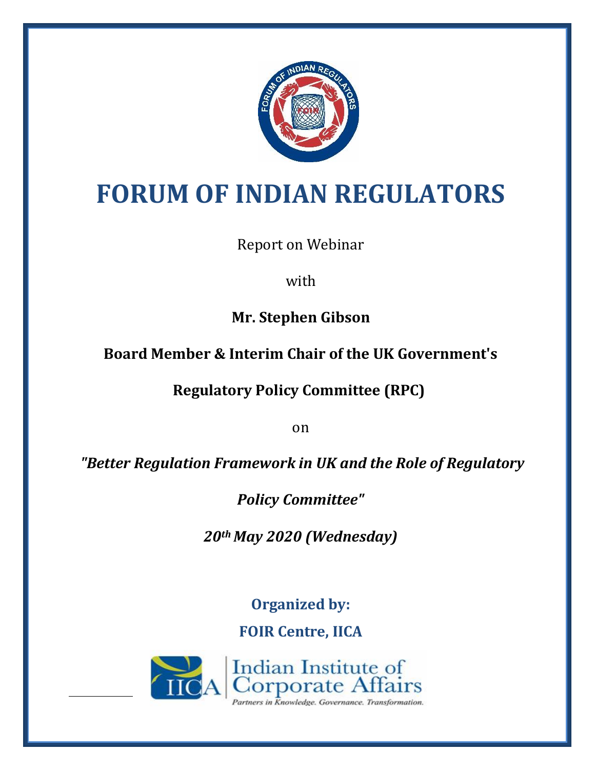# FORUM OF INDIAN REGULATORS

Report on Webinar

with

**Mr. Stephen Gibson**

**Board Member & Interim Chair of the UK Government's**

**Regulatory Policy Committee (RPC)**

on

***"Better Regulation Framework in UK and the Role of Regulatory Policy Committee"***

***20th May 2020 (Wednesday)***

**Organized by:**

**FOIR Centre, IICA**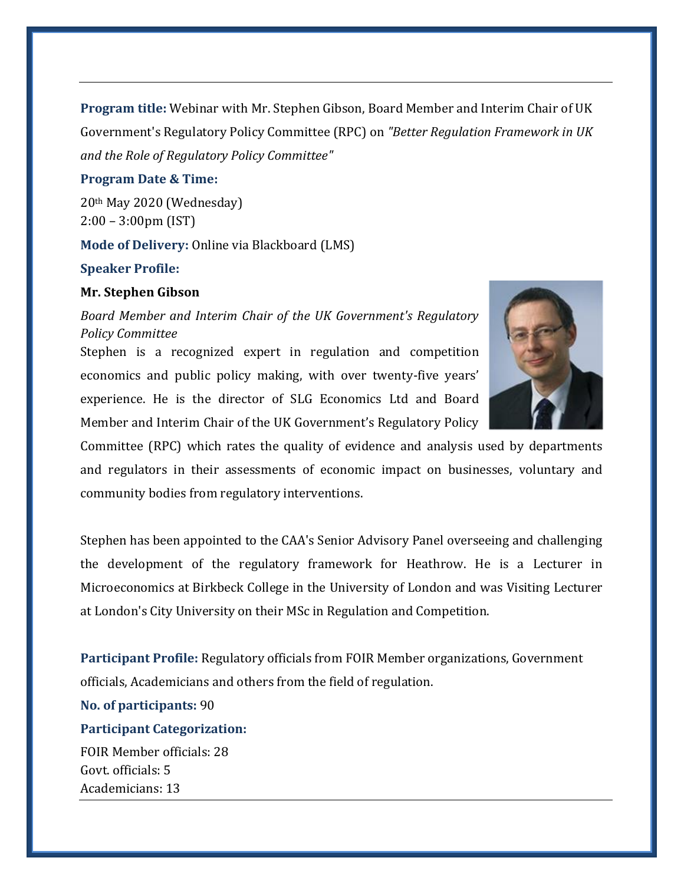**Program title:** Webinar with Mr. Stephen Gibson, Board Member and Interim Chair of UK Government's Regulatory Policy Committee (RPC) on *"Better Regulation Framework in UK and the Role of Regulatory Policy Committee"*

**Program Date & Time:**

20th May 2020 (Wednesday)
2:00 – 3:00pm (IST)

**Mode of Delivery:** Online via Blackboard (LMS)

**Speaker Profile:**

**Mr. Stephen Gibson**

*Board Member and Interim Chair of the UK Government's Regulatory Policy Committee*

Stephen is a recognized expert in regulation and competition economics and public policy making, with over twenty-five years' experience. He is the director of SLG Economics Ltd and Board Member and Interim Chair of the UK Government's Regulatory Policy Committee (RPC) which rates the quality of evidence and analysis used by departments and regulators in their assessments of economic impact on businesses, voluntary and community bodies from regulatory interventions.

Stephen has been appointed to the CAA's Senior Advisory Panel overseeing and challenging the development of the regulatory framework for Heathrow. He is a Lecturer in Microeconomics at Birkbeck College in the University of London and was Visiting Lecturer at London's City University on their MSc in Regulation and Competition.

**Participant Profile:** Regulatory officials from FOIR Member organizations, Government officials, Academicians and others from the field of regulation.

**No. of participants:** 90

**Participant Categorization:**

FOIR Member officials: 28
Govt. officials: 5
Academicians: 13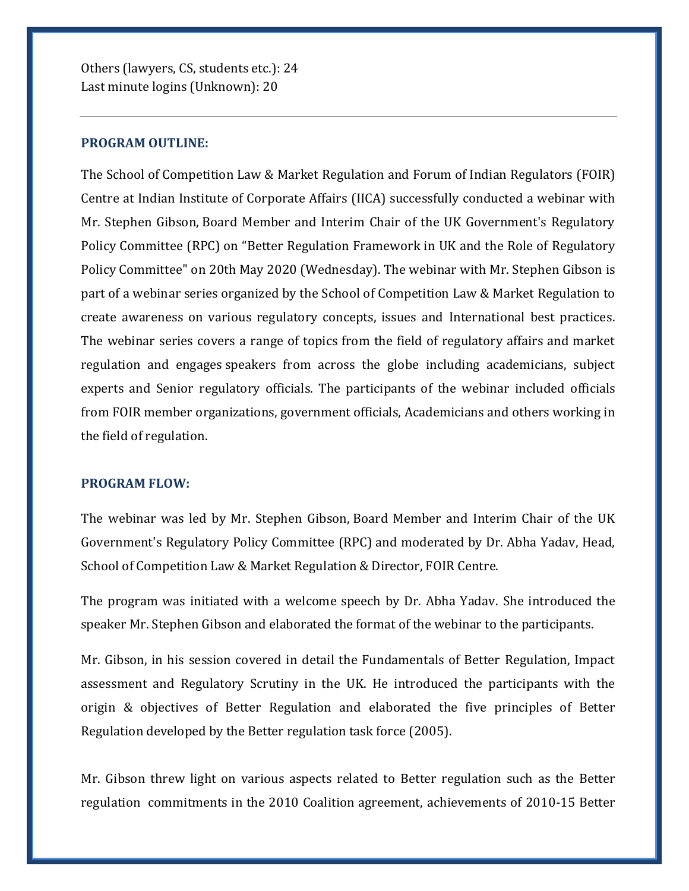Others (lawyers, CS, students etc.): 24
Last minute logins (Unknown): 20

---

**PROGRAM OUTLINE:**

The School of Competition Law & Market Regulation and Forum of Indian Regulators (FOIR) Centre at Indian Institute of Corporate Affairs (IICA) successfully conducted a webinar with Mr. Stephen Gibson, Board Member and Interim Chair of the UK Government's Regulatory Policy Committee (RPC) on "Better Regulation Framework in UK and the Role of Regulatory Policy Committee" on 20th May 2020 (Wednesday). The webinar with Mr. Stephen Gibson is part of a webinar series organized by the School of Competition Law & Market Regulation to create awareness on various regulatory concepts, issues and International best practices. The webinar series covers a range of topics from the field of regulatory affairs and market regulation and engages speakers from across the globe including academicians, subject experts and Senior regulatory officials. The participants of the webinar included officials from FOIR member organizations, government officials, Academicians and others working in the field of regulation.

**PROGRAM FLOW:**

The webinar was led by Mr. Stephen Gibson, Board Member and Interim Chair of the UK Government's Regulatory Policy Committee (RPC) and moderated by Dr. Abha Yadav, Head, School of Competition Law & Market Regulation & Director, FOIR Centre.

The program was initiated with a welcome speech by Dr. Abha Yadav. She introduced the speaker Mr. Stephen Gibson and elaborated the format of the webinar to the participants.

Mr. Gibson, in his session covered in detail the Fundamentals of Better Regulation, Impact assessment and Regulatory Scrutiny in the UK. He introduced the participants with the origin & objectives of Better Regulation and elaborated the five principles of Better Regulation developed by the Better regulation task force (2005).

Mr. Gibson threw light on various aspects related to Better regulation such as the Better regulation commitments in the 2010 Coalition agreement, achievements of 2010-15 Better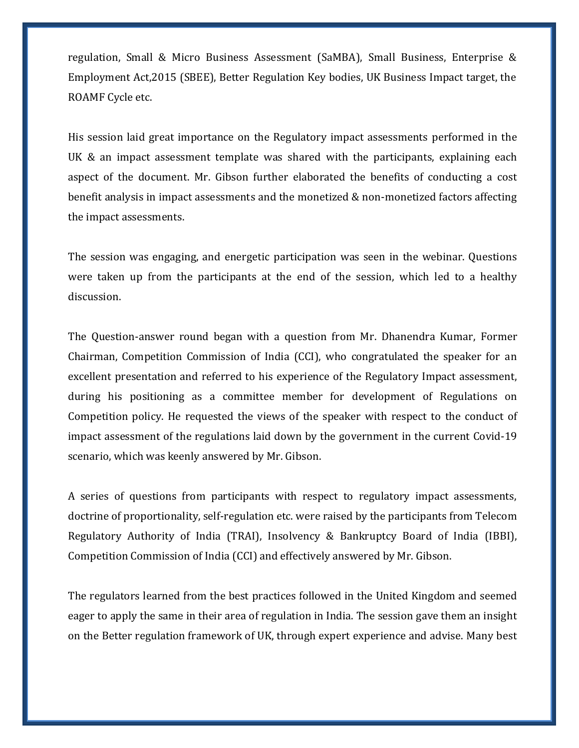regulation, Small & Micro Business Assessment (SaMBA), Small Business, Enterprise & Employment Act,2015 (SBEE), Better Regulation Key bodies, UK Business Impact target, the ROAMF Cycle etc.

His session laid great importance on the Regulatory impact assessments performed in the UK & an impact assessment template was shared with the participants, explaining each aspect of the document. Mr. Gibson further elaborated the benefits of conducting a cost benefit analysis in impact assessments and the monetized & non-monetized factors affecting the impact assessments.

The session was engaging, and energetic participation was seen in the webinar. Questions were taken up from the participants at the end of the session, which led to a healthy discussion.

The Question-answer round began with a question from Mr. Dhanendra Kumar, Former Chairman, Competition Commission of India (CCI), who congratulated the speaker for an excellent presentation and referred to his experience of the Regulatory Impact assessment, during his positioning as a committee member for development of Regulations on Competition policy. He requested the views of the speaker with respect to the conduct of impact assessment of the regulations laid down by the government in the current Covid-19 scenario, which was keenly answered by Mr. Gibson.

A series of questions from participants with respect to regulatory impact assessments, doctrine of proportionality, self-regulation etc. were raised by the participants from Telecom Regulatory Authority of India (TRAI), Insolvency & Bankruptcy Board of India (IBBI), Competition Commission of India (CCI) and effectively answered by Mr. Gibson.

The regulators learned from the best practices followed in the United Kingdom and seemed eager to apply the same in their area of regulation in India. The session gave them an insight on the Better regulation framework of UK, through expert experience and advise. Many best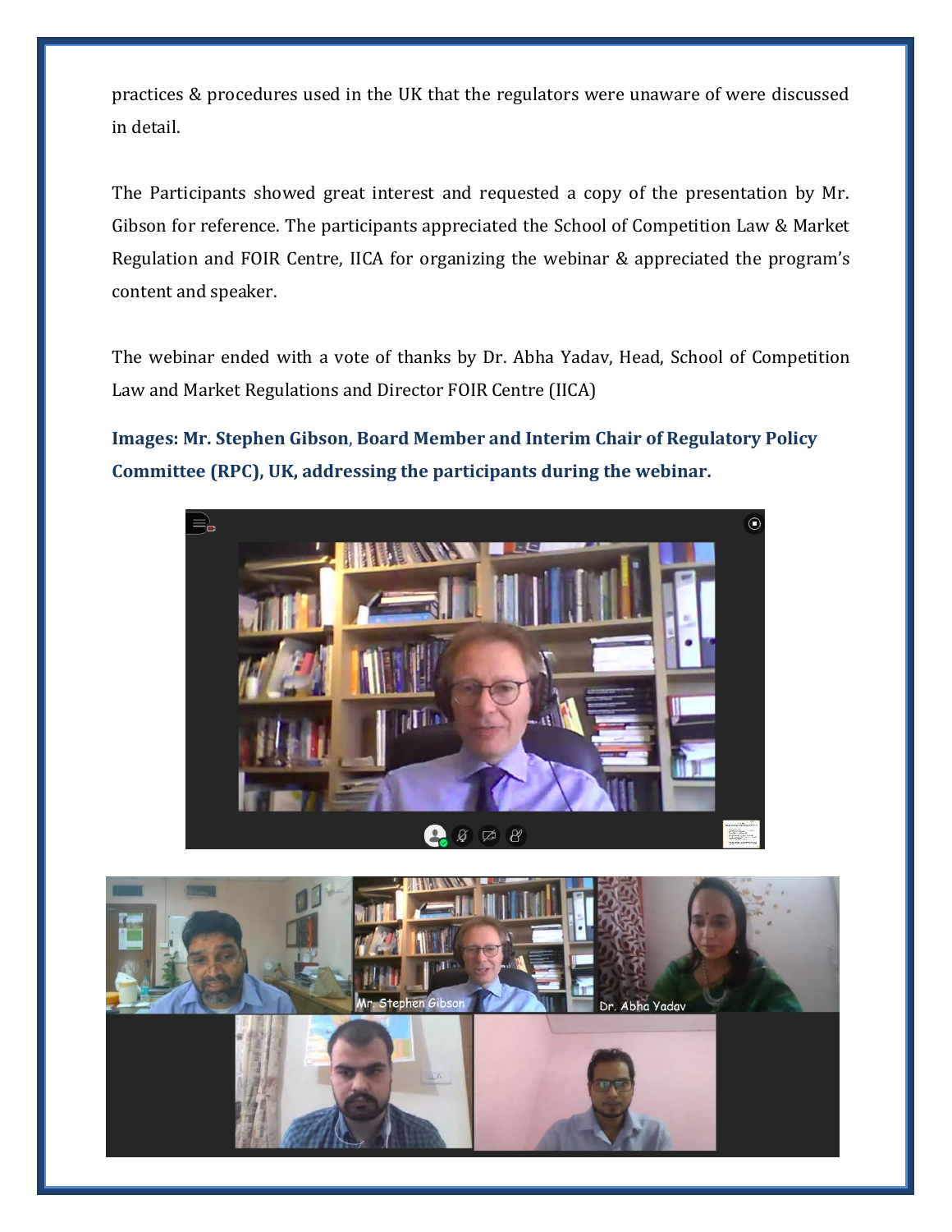practices & procedures used in the UK that the regulators were unaware of were discussed in detail.

The Participants showed great interest and requested a copy of the presentation by Mr. Gibson for reference. The participants appreciated the School of Competition Law & Market Regulation and FOIR Centre, IICA for organizing the webinar & appreciated the program's content and speaker.

The webinar ended with a vote of thanks by Dr. Abha Yadav, Head, School of Competition Law and Market Regulations and Director FOIR Centre (IICA)

**Images: Mr. Stephen Gibson, Board Member and Interim Chair of Regulatory Policy Committee (RPC), UK, addressing the participants during the webinar.**